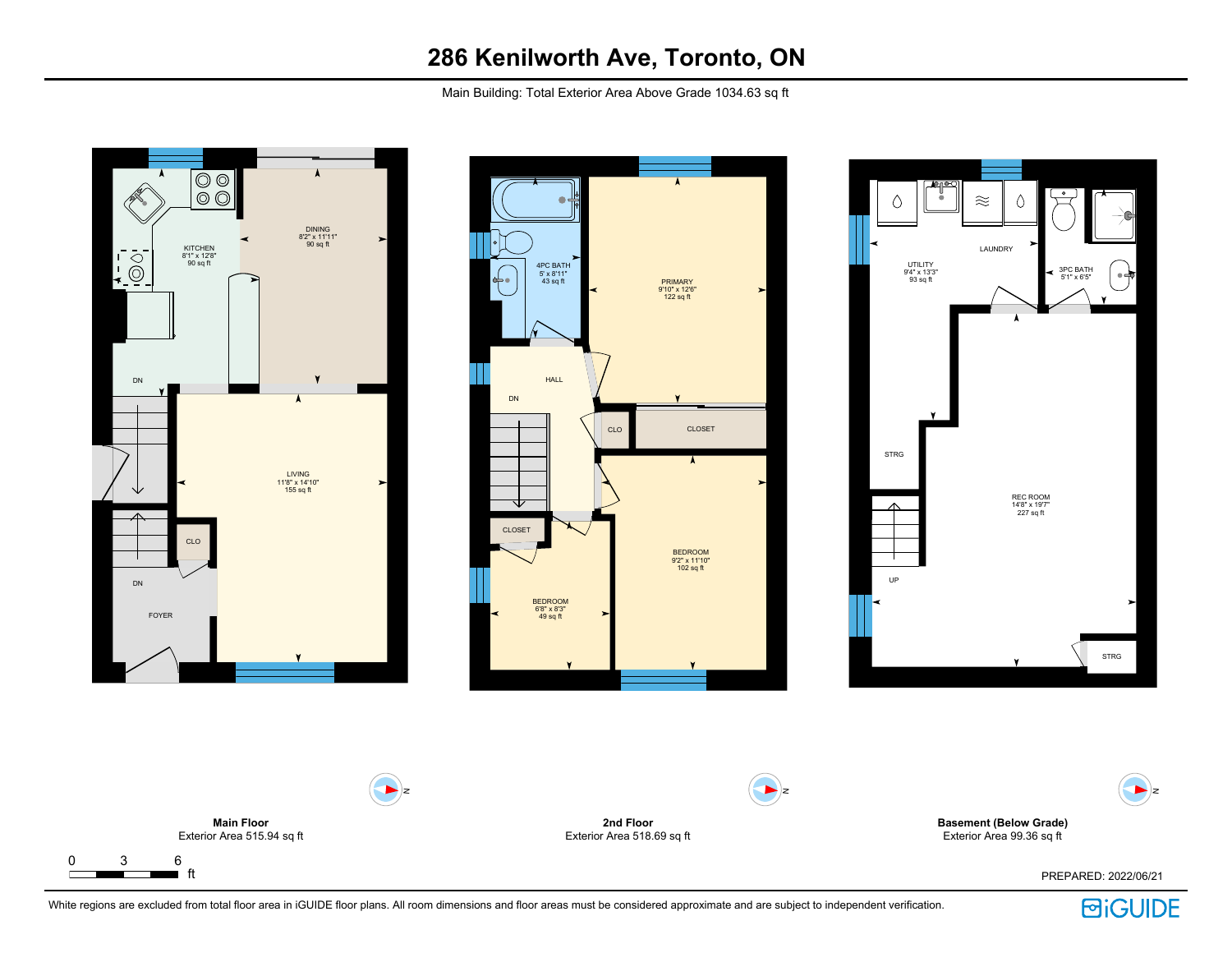# 286 Kenilworth Ave, Toronto, ON

Main Building: Total Exterior Area Above Grade 1034.63 sq ft

KITCHEN
8'1" x 12'8"
90 sq ft

DINING
8'2" x 11'11"
90 sq ft

DN

LIVING
11'8" x 14'10"
155 sq ft

CLO

DN

FOYER

4PC BATH
5' x 8'11"
43 sq ft

PRIMARY
9'10" x 12'6"
122 sq ft

HALL

DN

CLO

CLOSET

CLOSET

BEDROOM
9'2" x 11'10"
102 sq ft

BEDROOM
6'8" x 8'3"
49 sq ft

UTILITY
9'4" x 13'3"
93 sq ft

LAUNDRY

3PC BATH
5'1" x 6'5"

STRG

REC ROOM
14'8" x 19'7"
227 sq ft

UP

STRG

**Main Floor**
Exterior Area 515.94 sq ft

**2nd Floor**
Exterior Area 518.69 sq ft

**Basement (Below Grade)**
Exterior Area 99.36 sq ft

0 3 6 ft

PREPARED: 2022/06/21

White regions are excluded from total floor area in iGUIDE floor plans. All room dimensions and floor areas must be considered approximate and are subject to independent verification.

iGUIDE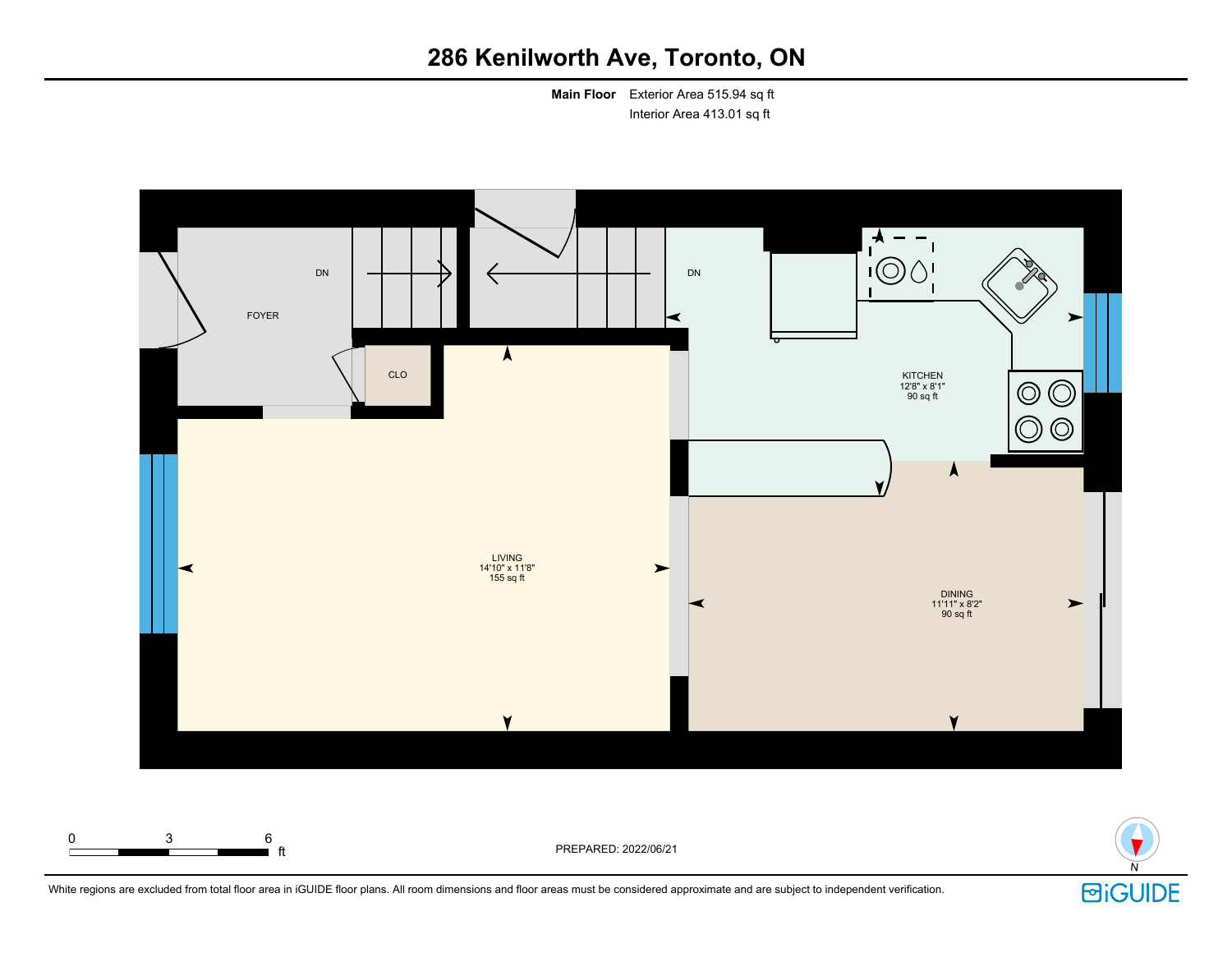# 286 Kenilworth Ave, Toronto, ON

**Main Floor** Exterior Area 515.94 sq ft
Interior Area 413.01 sq ft

FOYER

DN

DN

CLO

KITCHEN
12'8" x 8'1"
90 sq ft

LIVING
14'10" x 11'8"
155 sq ft

DINING
11'11" x 8'2"
90 sq ft

0 3 6 ft

PREPARED: 2022/06/21

N

White regions are excluded from total floor area in iGUIDE floor plans. All room dimensions and floor areas must be considered approximate and are subject to independent verification.

iGUIDE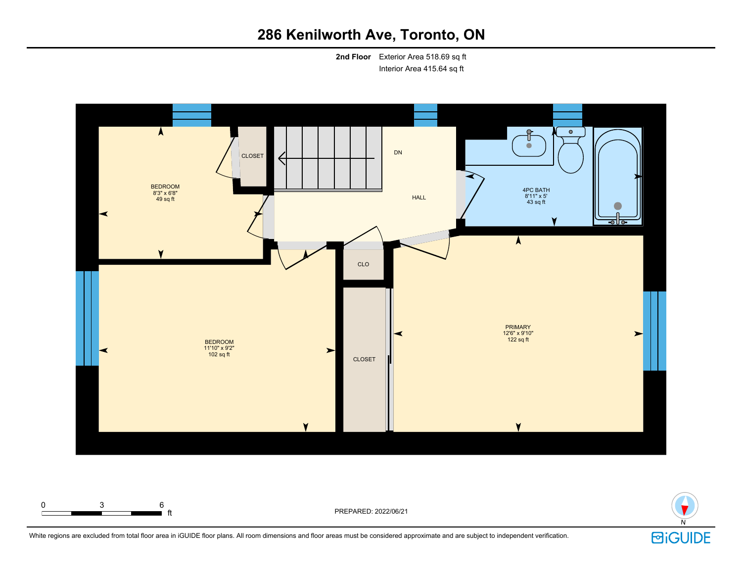# 286 Kenilworth Ave, Toronto, ON

**2nd Floor** Exterior Area 518.69 sq ft
Interior Area 415.64 sq ft

CLOSET

DN

BEDROOM
8'3" x 6'8"
49 sq ft

HALL

4PC BATH
8'11" x 5'
43 sq ft

CLO

BEDROOM
11'10" x 9'2"
102 sq ft

CLOSET

PRIMARY
12'6" x 9'10"
122 sq ft

0 3 6 ft

PREPARED: 2022/06/21

N

White regions are excluded from total floor area in iGUIDE floor plans. All room dimensions and floor areas must be considered approximate and are subject to independent verification.

iGUIDE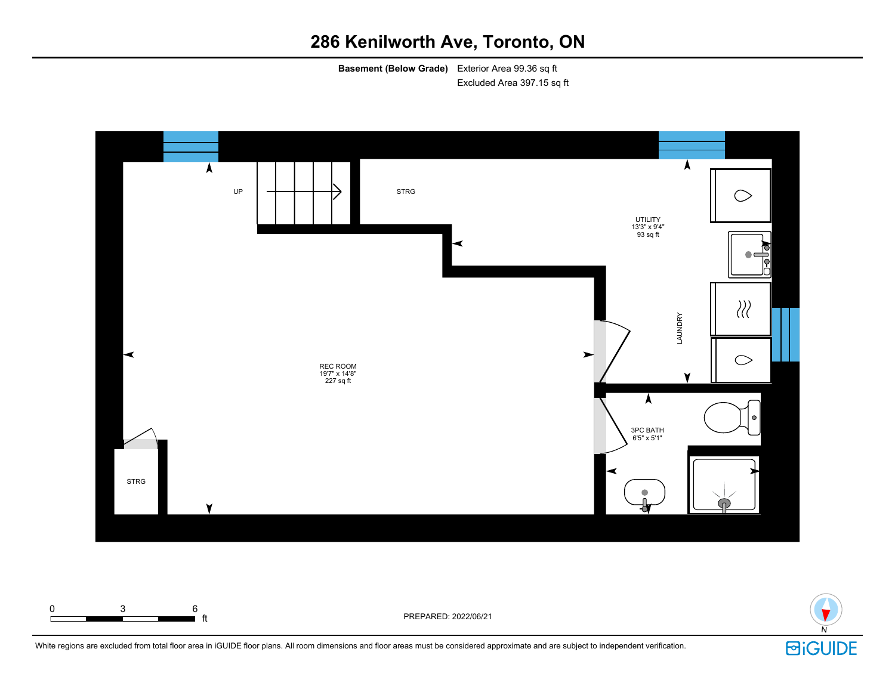# 286 Kenilworth Ave, Toronto, ON

**Basement (Below Grade)** Exterior Area 99.36 sq ft
Excluded Area 397.15 sq ft

UP

STRG

UTILITY
13'3" x 9'4"
93 sq ft

LAUNDRY

REC ROOM
19'7" x 14'8"
227 sq ft

3PC BATH
6'5" x 5'1"

STRG

0 3 6 ft

PREPARED: 2022/06/21

N

White regions are excluded from total floor area in iGUIDE floor plans. All room dimensions and floor areas must be considered approximate and are subject to independent verification.

iGUIDE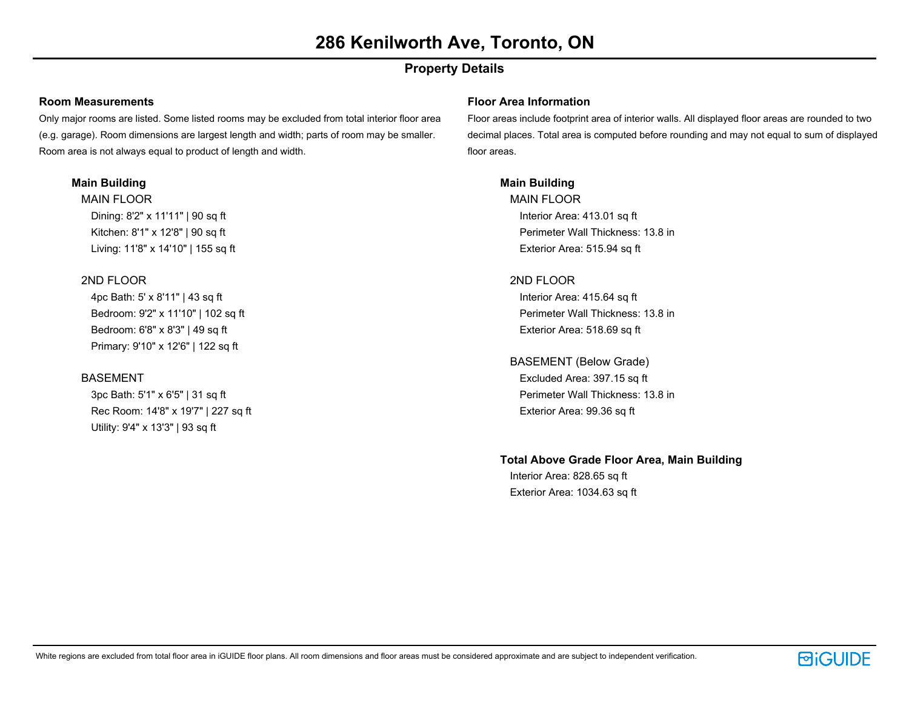# 286 Kenilworth Ave, Toronto, ON

## Property Details

### Room Measurements

Only major rooms are listed. Some listed rooms may be excluded from total interior floor area (e.g. garage). Room dimensions are largest length and width; parts of room may be smaller. Room area is not always equal to product of length and width.

**Main Building**

MAIN FLOOR

- Dining: 8'2" x 11'11" | 90 sq ft
- Kitchen: 8'1" x 12'8" | 90 sq ft
- Living: 11'8" x 14'10" | 155 sq ft

2ND FLOOR

- 4pc Bath: 5' x 8'11" | 43 sq ft
- Bedroom: 9'2" x 11'10" | 102 sq ft
- Bedroom: 6'8" x 8'3" | 49 sq ft
- Primary: 9'10" x 12'6" | 122 sq ft

BASEMENT

- 3pc Bath: 5'1" x 6'5" | 31 sq ft
- Rec Room: 14'8" x 19'7" | 227 sq ft
- Utility: 9'4" x 13'3" | 93 sq ft

### Floor Area Information

Floor areas include footprint area of interior walls. All displayed floor areas are rounded to two decimal places. Total area is computed before rounding and may not equal to sum of displayed floor areas.

**Main Building**

MAIN FLOOR

- Interior Area: 413.01 sq ft
- Perimeter Wall Thickness: 13.8 in
- Exterior Area: 515.94 sq ft

2ND FLOOR

- Interior Area: 415.64 sq ft
- Perimeter Wall Thickness: 13.8 in
- Exterior Area: 518.69 sq ft

BASEMENT (Below Grade)

- Excluded Area: 397.15 sq ft
- Perimeter Wall Thickness: 13.8 in
- Exterior Area: 99.36 sq ft

**Total Above Grade Floor Area, Main Building**

- Interior Area: 828.65 sq ft
- Exterior Area: 1034.63 sq ft

White regions are excluded from total floor area in iGUIDE floor plans. All room dimensions and floor areas must be considered approximate and are subject to independent verification.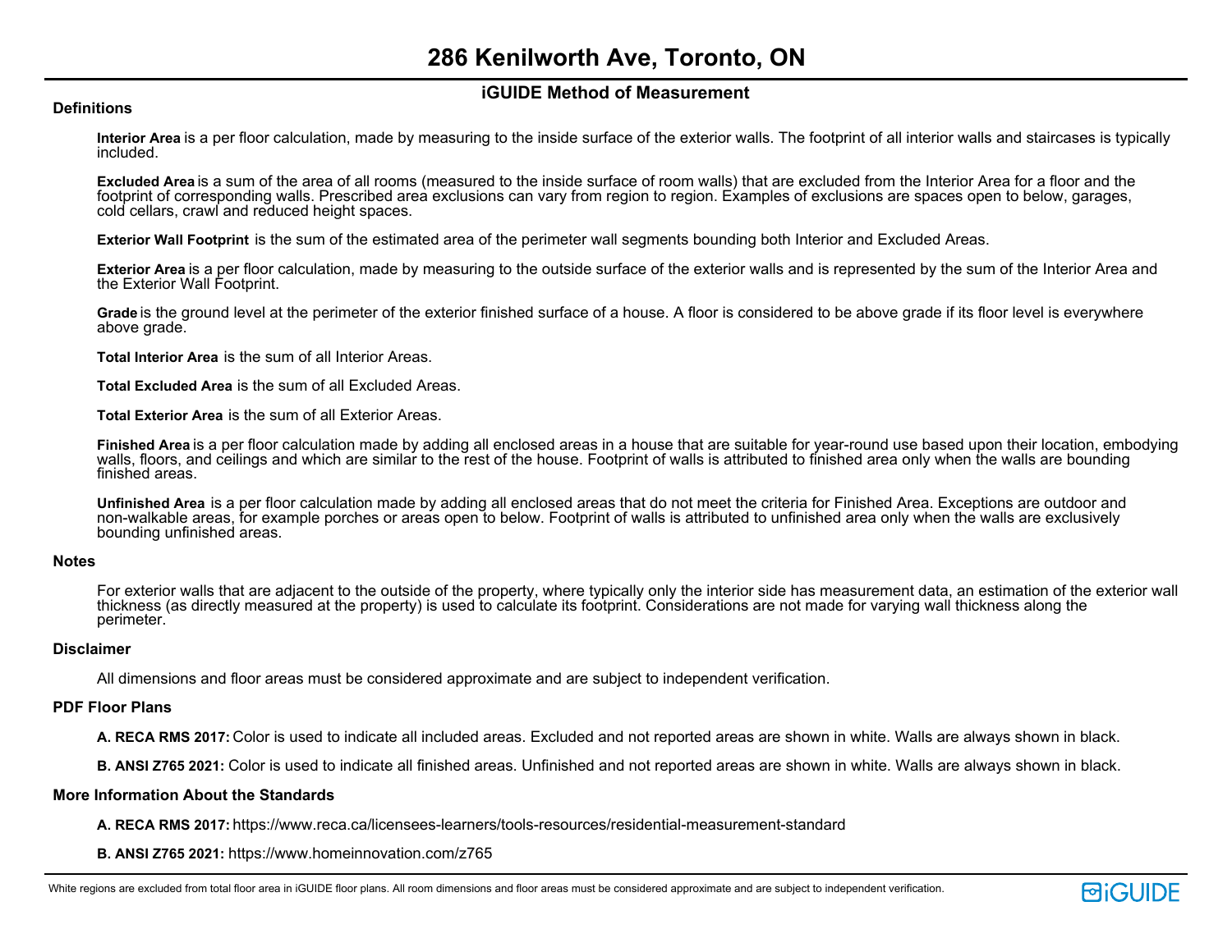# 286 Kenilworth Ave, Toronto, ON

## iGUIDE Method of Measurement

### Definitions

**Interior Area** is a per floor calculation, made by measuring to the inside surface of the exterior walls. The footprint of all interior walls and staircases is typically included.

**Excluded Area** is a sum of the area of all rooms (measured to the inside surface of room walls) that are excluded from the Interior Area for a floor and the footprint of corresponding walls. Prescribed area exclusions can vary from region to region. Examples of exclusions are spaces open to below, garages, cold cellars, crawl and reduced height spaces.

**Exterior Wall Footprint** is the sum of the estimated area of the perimeter wall segments bounding both Interior and Excluded Areas.

**Exterior Area** is a per floor calculation, made by measuring to the outside surface of the exterior walls and is represented by the sum of the Interior Area and the Exterior Wall Footprint.

**Grade** is the ground level at the perimeter of the exterior finished surface of a house. A floor is considered to be above grade if its floor level is everywhere above grade.

**Total Interior Area** is the sum of all Interior Areas.

**Total Excluded Area** is the sum of all Excluded Areas.

**Total Exterior Area** is the sum of all Exterior Areas.

**Finished Area** is a per floor calculation made by adding all enclosed areas in a house that are suitable for year-round use based upon their location, embodying walls, floors, and ceilings and which are similar to the rest of the house. Footprint of walls is attributed to finished area only when the walls are bounding finished areas.

**Unfinished Area** is a per floor calculation made by adding all enclosed areas that do not meet the criteria for Finished Area. Exceptions are outdoor and non-walkable areas, for example porches or areas open to below. Footprint of walls is attributed to unfinished area only when the walls are exclusively bounding unfinished areas.

### Notes

For exterior walls that are adjacent to the outside of the property, where typically only the interior side has measurement data, an estimation of the exterior wall thickness (as directly measured at the property) is used to calculate its footprint. Considerations are not made for varying wall thickness along the perimeter.

### Disclaimer

All dimensions and floor areas must be considered approximate and are subject to independent verification.

### PDF Floor Plans

**A. RECA RMS 2017:** Color is used to indicate all included areas. Excluded and not reported areas are shown in white. Walls are always shown in black.

**B. ANSI Z765 2021:** Color is used to indicate all finished areas. Unfinished and not reported areas are shown in white. Walls are always shown in black.

### More Information About the Standards

**A. RECA RMS 2017:** https://www.reca.ca/licensees-learners/tools-resources/residential-measurement-standard

**B. ANSI Z765 2021:** https://www.homeinnovation.com/z765

White regions are excluded from total floor area in iGUIDE floor plans. All room dimensions and floor areas must be considered approximate and are subject to independent verification.